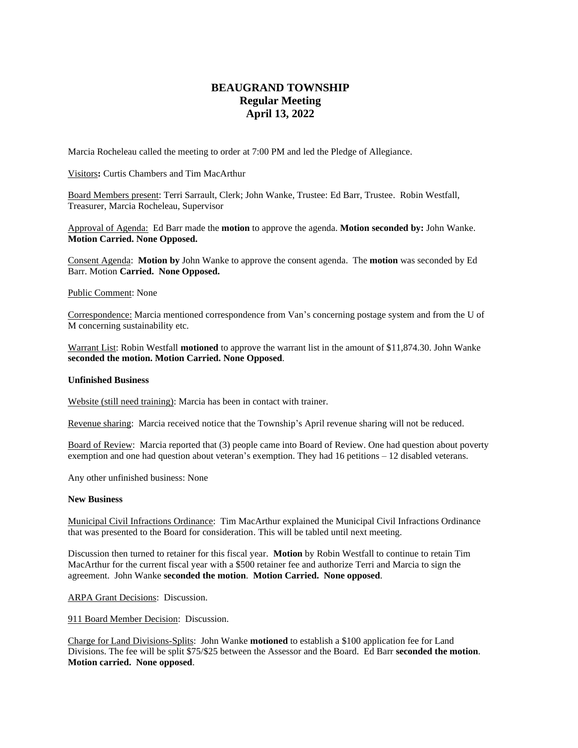# BEAUGRAND TOWNSHIP
## Regular Meeting
## April 13, 2022

Marcia Rocheleau called the meeting to order at 7:00 PM and led the Pledge of Allegiance.

Visitors**:** Curtis Chambers and Tim MacArthur

Board Members present: Terri Sarrault, Clerk; John Wanke, Trustee: Ed Barr, Trustee. Robin Westfall, Treasurer, Marcia Rocheleau, Supervisor

Approval of Agenda: Ed Barr made the **motion** to approve the agenda. **Motion seconded by:** John Wanke. **Motion Carried. None Opposed.**

Consent Agenda: **Motion by** John Wanke to approve the consent agenda. The **motion** was seconded by Ed Barr. Motion **Carried. None Opposed.**

Public Comment: None

Correspondence: Marcia mentioned correspondence from Van's concerning postage system and from the U of M concerning sustainability etc.

Warrant List: Robin Westfall **motioned** to approve the warrant list in the amount of $11,874.30. John Wanke **seconded the motion. Motion Carried. None Opposed**.

**Unfinished Business**

Website (still need training): Marcia has been in contact with trainer.

Revenue sharing: Marcia received notice that the Township's April revenue sharing will not be reduced.

Board of Review: Marcia reported that (3) people came into Board of Review. One had question about poverty exemption and one had question about veteran's exemption. They had 16 petitions – 12 disabled veterans.

Any other unfinished business: None

**New Business**

Municipal Civil Infractions Ordinance: Tim MacArthur explained the Municipal Civil Infractions Ordinance that was presented to the Board for consideration. This will be tabled until next meeting.

Discussion then turned to retainer for this fiscal year. **Motion** by Robin Westfall to continue to retain Tim MacArthur for the current fiscal year with a $500 retainer fee and authorize Terri and Marcia to sign the agreement. John Wanke **seconded the motion**. **Motion Carried. None opposed**.

ARPA Grant Decisions: Discussion.

911 Board Member Decision: Discussion.

Charge for Land Divisions-Splits: John Wanke **motioned** to establish a $100 application fee for Land Divisions. The fee will be split $75/$25 between the Assessor and the Board. Ed Barr **seconded the motion**. **Motion carried. None opposed**.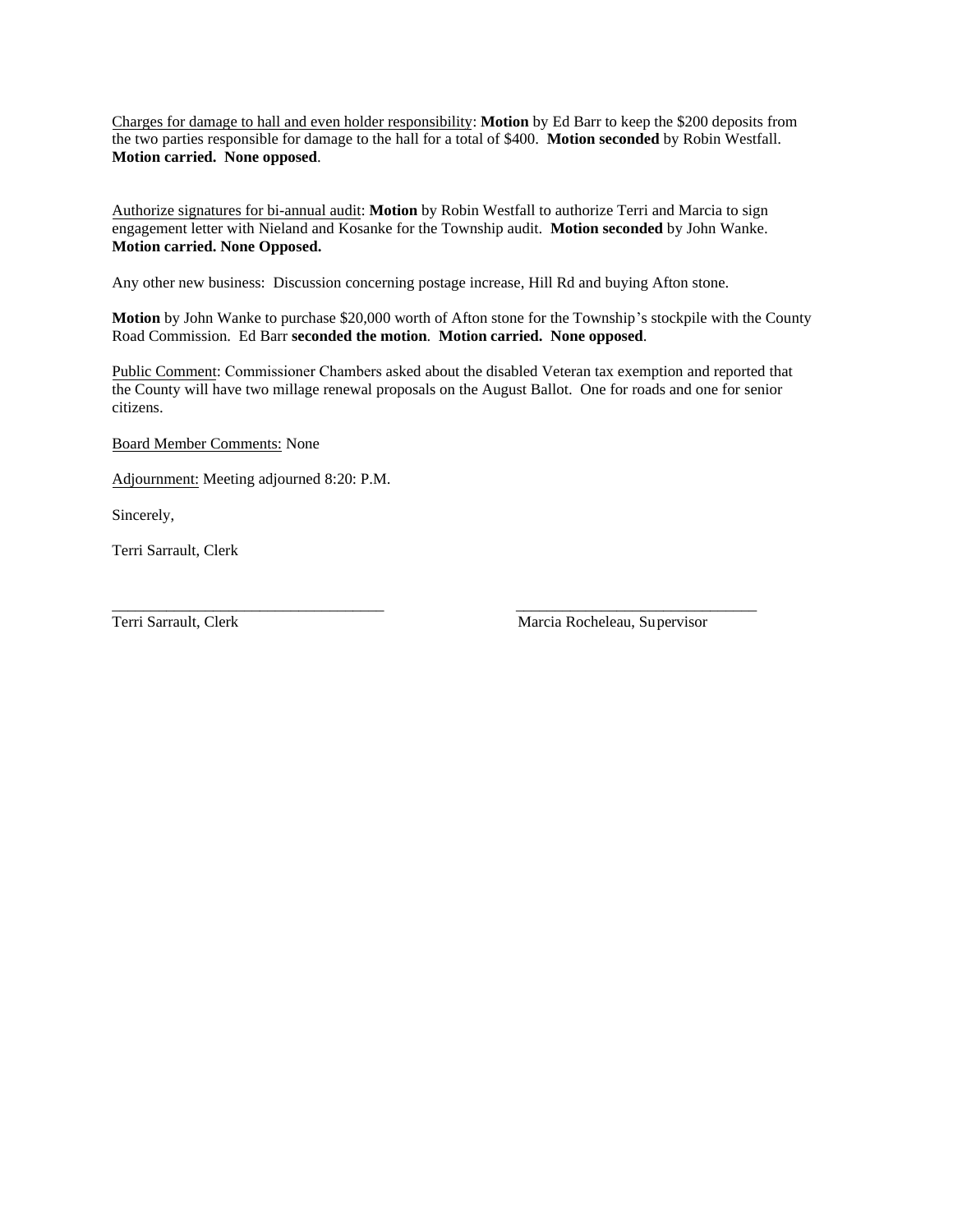Charges for damage to hall and even holder responsibility: **Motion** by Ed Barr to keep the $200 deposits from the two parties responsible for damage to the hall for a total of $400. **Motion seconded** by Robin Westfall. **Motion carried. None opposed**.

Authorize signatures for bi-annual audit: **Motion** by Robin Westfall to authorize Terri and Marcia to sign engagement letter with Nieland and Kosanke for the Township audit. **Motion seconded** by John Wanke. **Motion carried. None Opposed.**

Any other new business: Discussion concerning postage increase, Hill Rd and buying Afton stone.

**Motion** by John Wanke to purchase $20,000 worth of Afton stone for the Township's stockpile with the County Road Commission. Ed Barr **seconded the motion**. **Motion carried. None opposed**.

Public Comment: Commissioner Chambers asked about the disabled Veteran tax exemption and reported that the County will have two millage renewal proposals on the August Ballot. One for roads and one for senior citizens.

Board Member Comments: None

Adjournment: Meeting adjourned 8:20: P.M.

Sincerely,

Terri Sarrault, Clerk

\_\_\_\_\_\_\_\_\_\_\_\_\_\_\_\_\_\_\_\_\_\_\_\_\_\_\_\_\_\_\_\_\_\_\_\_ \_\_\_\_\_\_\_\_\_\_\_\_\_\_\_\_\_\_\_\_\_\_\_\_\_\_\_\_\_\_\_\_

Terri Sarrault, Clerk Marcia Rocheleau, Supervisor